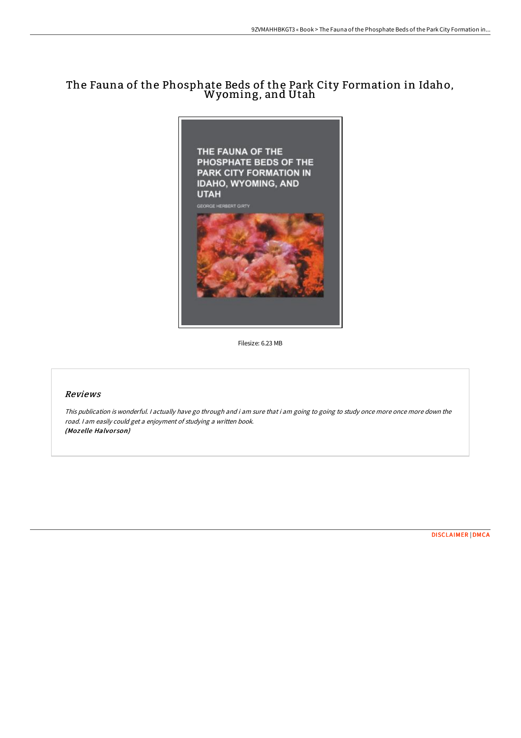# The Fauna of the Phosphate Beds of the Park City Formation in Idaho, Wyoming, and Utah

Filesize: 6.23 MB

## Reviews

*This publication is wonderful. I actually have go through and i am sure that i am going to going to study once more once more down the road. I am easily could get a enjoyment of studying a written book.*
***(Mozelle Halvorson)***

DISCLAIMER | DMCA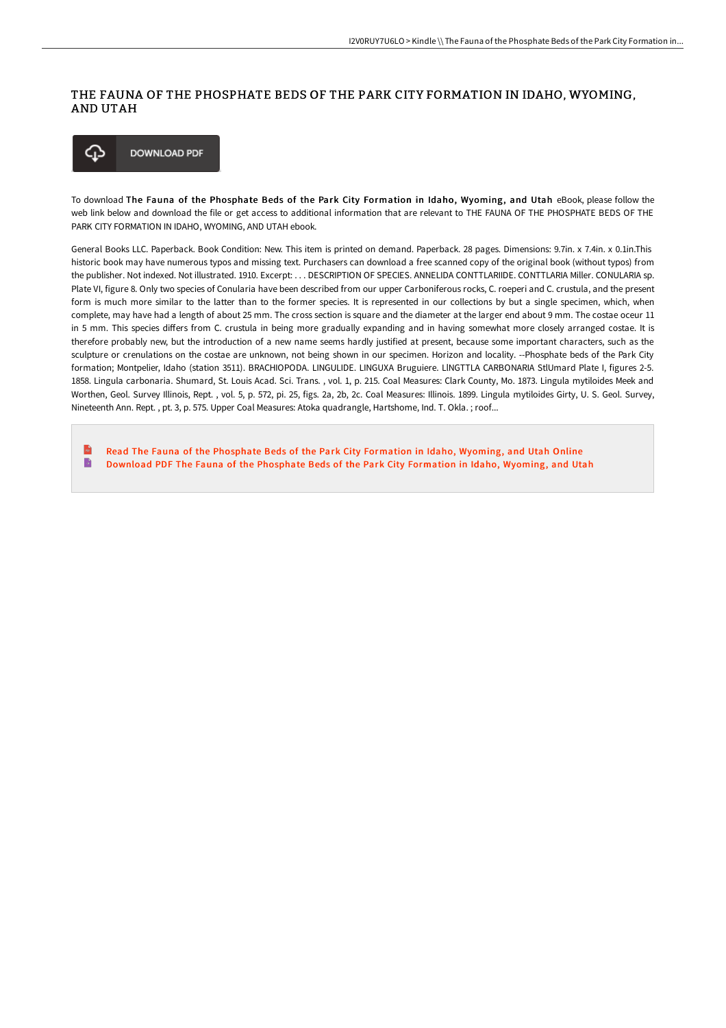# THE FAUNA OF THE PHOSPHATE BEDS OF THE PARK CITY FORMATION IN IDAHO, WYOMING, AND UTAH

DOWNLOAD PDF

To download **The Fauna of the Phosphate Beds of the Park City Formation in Idaho, Wyoming, and Utah** eBook, please follow the web link below and download the file or get access to additional information that are relevant to THE FAUNA OF THE PHOSPHATE BEDS OF THE PARK CITY FORMATION IN IDAHO, WYOMING, AND UTAH ebook.

General Books LLC. Paperback. Book Condition: New. This item is printed on demand. Paperback. 28 pages. Dimensions: 9.7in. x 7.4in. x 0.1in.This historic book may have numerous typos and missing text. Purchasers can download a free scanned copy of the original book (without typos) from the publisher. Not indexed. Not illustrated. 1910. Excerpt: . . . DESCRIPTION OF SPECIES. ANNELIDA CONTTLARIIDE. CONTTLARIA Miller. CONULARIA sp. Plate VI, figure 8. Only two species of Conularia have been described from our upper Carboniferous rocks, C. roeperi and C. crustula, and the present form is much more similar to the latter than to the former species. It is represented in our collections by but a single specimen, which, when complete, may have had a length of about 25 mm. The cross section is square and the diameter at the larger end about 9 mm. The costae oceur 11 in 5 mm. This species differs from C. crustula in being more gradually expanding and in having somewhat more closely arranged costae. It is therefore probably new, but the introduction of a new name seems hardly justified at present, because some important characters, such as the sculpture or crenulations on the costae are unknown, not being shown in our specimen. Horizon and locality. --Phosphate beds of the Park City formation; Montpelier, Idaho (station 3511). BRACHIOPODA. LINGULIDE. LINGUXA Bruguiere. LINGTTLA CARBONARIA StlUmard Plate I, figures 2-5. 1858. Lingula carbonaria. Shumard, St. Louis Acad. Sci. Trans. , vol. 1, p. 215. Coal Measures: Clark County, Mo. 1873. Lingula mytiloides Meek and Worthen, Geol. Survey Illinois, Rept. , vol. 5, p. 572, pi. 25, figs. 2a, 2b, 2c. Coal Measures: Illinois. 1899. Lingula mytiloides Girty, U. S. Geol. Survey, Nineteenth Ann. Rept. , pt. 3, p. 575. Upper Coal Measures: Atoka quadrangle, Hartshome, Ind. T. Okla. ; roof...

- Read The Fauna of the Phosphate Beds of the Park City Formation in Idaho, Wyoming, and Utah Online
- Download PDF The Fauna of the Phosphate Beds of the Park City Formation in Idaho, Wyoming, and Utah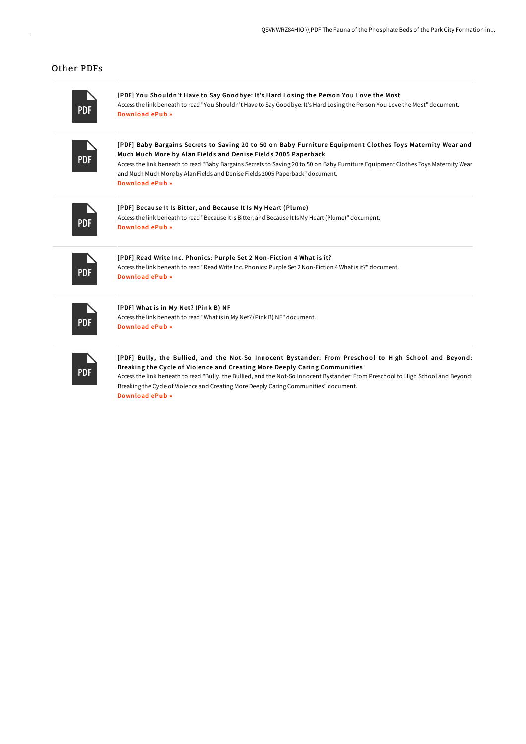## Other PDFs

**[PDF] You Shouldn't Have to Say Goodbye: It's Hard Losing the Person You Love the Most**
Access the link beneath to read "You Shouldn't Have to Say Goodbye: It's Hard Losing the Person You Love the Most" document.
Download ePub »

**[PDF] Baby Bargains Secrets to Saving 20 to 50 on Baby Furniture Equipment Clothes Toys Maternity Wear and Much Much More by Alan Fields and Denise Fields 2005 Paperback**
Access the link beneath to read "Baby Bargains Secrets to Saving 20 to 50 on Baby Furniture Equipment Clothes Toys Maternity Wear and Much Much More by Alan Fields and Denise Fields 2005 Paperback" document.
Download ePub »

**[PDF] Because It Is Bitter, and Because It Is My Heart (Plume)**
Access the link beneath to read "Because It Is Bitter, and Because It Is My Heart (Plume)" document.
Download ePub »

**[PDF] Read Write Inc. Phonics: Purple Set 2 Non-Fiction 4 What is it?**
Access the link beneath to read "Read Write Inc. Phonics: Purple Set 2 Non-Fiction 4 What is it?" document.
Download ePub »

**[PDF] What is in My Net? (Pink B) NF**
Access the link beneath to read "What is in My Net? (Pink B) NF" document.
Download ePub »

**[PDF] Bully, the Bullied, and the Not-So Innocent Bystander: From Preschool to High School and Beyond: Breaking the Cycle of Violence and Creating More Deeply Caring Communities**
Access the link beneath to read "Bully, the Bullied, and the Not-So Innocent Bystander: From Preschool to High School and Beyond: Breaking the Cycle of Violence and Creating More Deeply Caring Communities" document.
Download ePub »